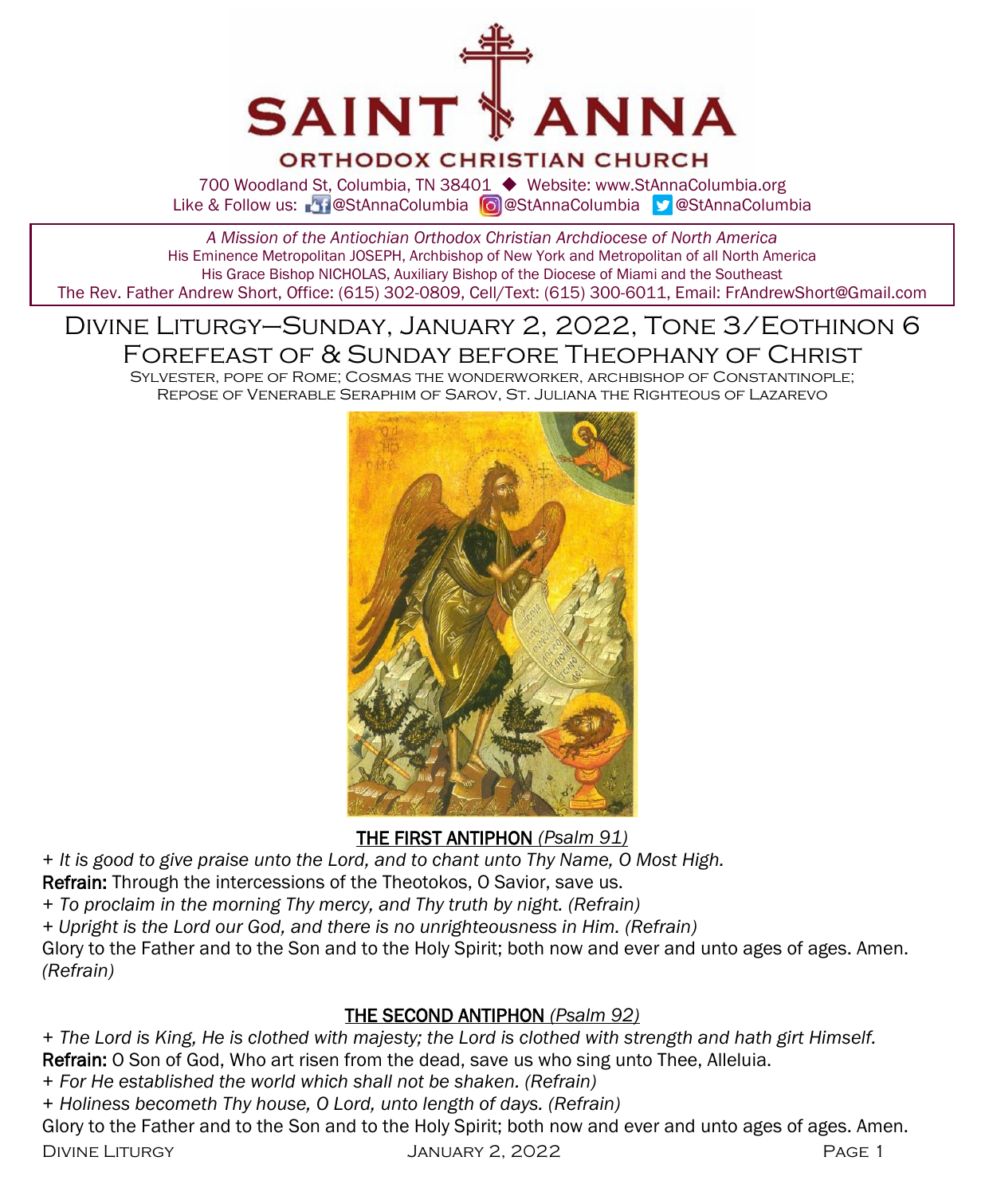# SAINT ANNA ORTHODOX CHRISTIAN CHURCH

700 Woodland St, Columbia, TN 38401 ◆ Website: www.StAnnaColumbia.org
Like & Follow us: @StAnnaColumbia @StAnnaColumbia @StAnnaColumbia

*A Mission of the Antiochian Orthodox Christian Archdiocese of North America*
His Eminence Metropolitan JOSEPH, Archbishop of New York and Metropolitan of all North America
His Grace Bishop NICHOLAS, Auxiliary Bishop of the Diocese of Miami and the Southeast
The Rev. Father Andrew Short, Office: (615) 302-0809, Cell/Text: (615) 300-6011, Email: FrAndrewShort@Gmail.com

## Divine Liturgy—Sunday, January 2, 2022, Tone 3/Eothinon 6
## Forefeast of & Sunday before Theophany of Christ

Sylvester, pope of Rome; Cosmas the wonderworker, archbishop of Constantinople; Repose of Venerable Seraphim of Sarov, St. Juliana the Righteous of Lazarevo

### THE FIRST ANTIPHON *(Psalm 91)*

+ *It is good to give praise unto the Lord, and to chant unto Thy Name, O Most High.*
**Refrain:** Through the intercessions of the Theotokos, O Savior, save us.
+ *To proclaim in the morning Thy mercy, and Thy truth by night. (Refrain)*
+ *Upright is the Lord our God, and there is no unrighteousness in Him. (Refrain)*
Glory to the Father and to the Son and to the Holy Spirit; both now and ever and unto ages of ages. Amen. *(Refrain)*

### THE SECOND ANTIPHON *(Psalm 92)*

+ *The Lord is King, He is clothed with majesty; the Lord is clothed with strength and hath girt Himself.*
**Refrain:** O Son of God, Who art risen from the dead, save us who sing unto Thee, Alleluia.
+ *For He established the world which shall not be shaken. (Refrain)*
+ *Holiness becometh Thy house, O Lord, unto length of days. (Refrain)*
Glory to the Father and to the Son and to the Holy Spirit; both now and ever and unto ages of ages. Amen.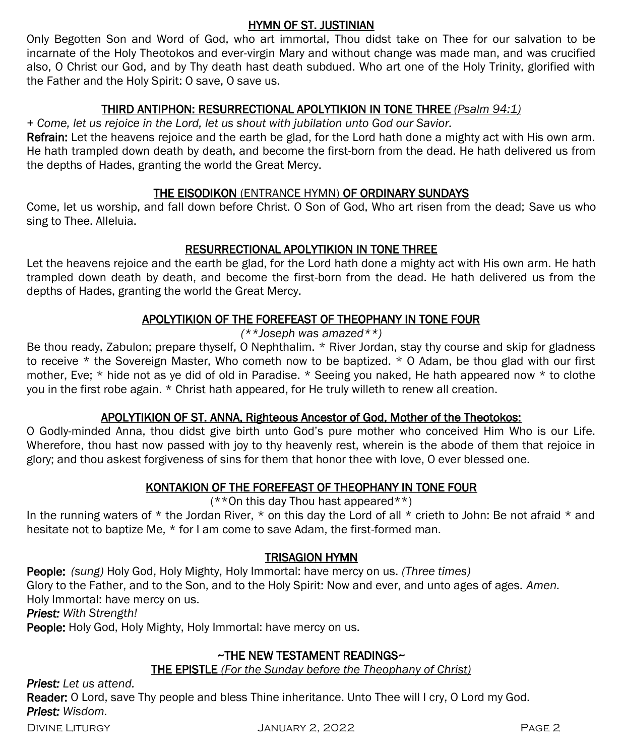## HYMN OF ST. JUSTINIAN

Only Begotten Son and Word of God, who art immortal, Thou didst take on Thee for our salvation to be incarnate of the Holy Theotokos and ever-virgin Mary and without change was made man, and was crucified also, O Christ our God, and by Thy death hast death subdued. Who art one of the Holy Trinity, glorified with the Father and the Holy Spirit: O save, O save us.

## THIRD ANTIPHON: RESURRECTIONAL APOLYTIKION IN TONE THREE *(Psalm 94:1)*

*+ Come, let us rejoice in the Lord, let us shout with jubilation unto God our Savior.*

**Refrain:** Let the heavens rejoice and the earth be glad, for the Lord hath done a mighty act with His own arm. He hath trampled down death by death, and become the first-born from the dead. He hath delivered us from the depths of Hades, granting the world the Great Mercy.

## THE EISODIKON (ENTRANCE HYMN) OF ORDINARY SUNDAYS

Come, let us worship, and fall down before Christ. O Son of God, Who art risen from the dead; Save us who sing to Thee. Alleluia.

## RESURRECTIONAL APOLYTIKION IN TONE THREE

Let the heavens rejoice and the earth be glad, for the Lord hath done a mighty act with His own arm. He hath trampled down death by death, and become the first-born from the dead. He hath delivered us from the depths of Hades, granting the world the Great Mercy.

## APOLYTIKION OF THE FOREFEAST OF THEOPHANY IN TONE FOUR

*(**Joseph was amazed**)*

Be thou ready, Zabulon; prepare thyself, O Nephthalim. * River Jordan, stay thy course and skip for gladness to receive * the Sovereign Master, Who cometh now to be baptized. * O Adam, be thou glad with our first mother, Eve; * hide not as ye did of old in Paradise. * Seeing you naked, He hath appeared now * to clothe you in the first robe again. * Christ hath appeared, for He truly willeth to renew all creation.

## APOLYTIKION OF ST. ANNA, Righteous Ancestor of God, Mother of the Theotokos:

O Godly-minded Anna, thou didst give birth unto God's pure mother who conceived Him Who is our Life. Wherefore, thou hast now passed with joy to thy heavenly rest, wherein is the abode of them that rejoice in glory; and thou askest forgiveness of sins for them that honor thee with love, O ever blessed one.

## KONTAKION OF THE FOREFEAST OF THEOPHANY IN TONE FOUR

(**On this day Thou hast appeared**)

In the running waters of * the Jordan River, * on this day the Lord of all * crieth to John: Be not afraid * and hesitate not to baptize Me, * for I am come to save Adam, the first-formed man.

## TRISAGION HYMN

**People:** *(sung)* Holy God, Holy Mighty, Holy Immortal: have mercy on us. *(Three times)*
Glory to the Father, and to the Son, and to the Holy Spirit: Now and ever, and unto ages of ages. *Amen.*
Holy Immortal: have mercy on us.
***Priest:*** *With Strength!*
**People:** Holy God, Holy Mighty, Holy Immortal: have mercy on us.

## ~THE NEW TESTAMENT READINGS~

### THE EPISTLE *(For the Sunday before the Theophany of Christ)*

***Priest:*** *Let us attend.*
**Reader:** O Lord, save Thy people and bless Thine inheritance. Unto Thee will I cry, O Lord my God.
***Priest:*** *Wisdom.*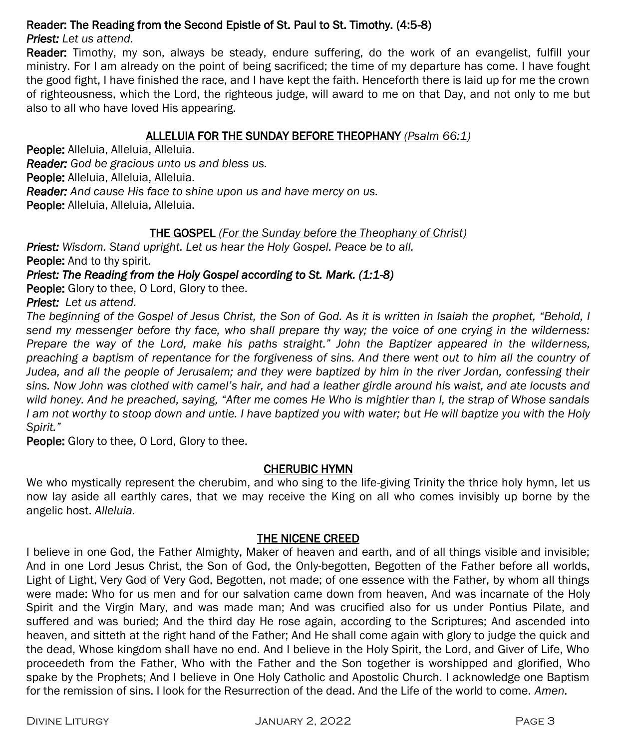**Reader: The Reading from the Second Epistle of St. Paul to St. Timothy. (4:5-8)**

***Priest:*** *Let us attend.*

**Reader:** Timothy, my son, always be steady, endure suffering, do the work of an evangelist, fulfill your ministry. For I am already on the point of being sacrificed; the time of my departure has come. I have fought the good fight, I have finished the race, and I have kept the faith. Henceforth there is laid up for me the crown of righteousness, which the Lord, the righteous judge, will award to me on that Day, and not only to me but also to all who have loved His appearing.

## ALLELUIA FOR THE SUNDAY BEFORE THEOPHANY *(Psalm 66:1)*

**People:** Alleluia, Alleluia, Alleluia.

***Reader:*** *God be gracious unto us and bless us.*

**People:** Alleluia, Alleluia, Alleluia.

***Reader:*** *And cause His face to shine upon us and have mercy on us.*

**People:** Alleluia, Alleluia, Alleluia.

## THE GOSPEL *(For the Sunday before the Theophany of Christ)*

***Priest:*** *Wisdom. Stand upright. Let us hear the Holy Gospel. Peace be to all.*

**People:** And to thy spirit.

***Priest: The Reading from the Holy Gospel according to St. Mark. (1:1-8)***

**People:** Glory to thee, O Lord, Glory to thee.

***Priest:*** *Let us attend.*

*The beginning of the Gospel of Jesus Christ, the Son of God. As it is written in Isaiah the prophet, "Behold, I send my messenger before thy face, who shall prepare thy way; the voice of one crying in the wilderness: Prepare the way of the Lord, make his paths straight." John the Baptizer appeared in the wilderness, preaching a baptism of repentance for the forgiveness of sins. And there went out to him all the country of Judea, and all the people of Jerusalem; and they were baptized by him in the river Jordan, confessing their sins. Now John was clothed with camel's hair, and had a leather girdle around his waist, and ate locusts and wild honey. And he preached, saying, "After me comes He Who is mightier than I, the strap of Whose sandals I am not worthy to stoop down and untie. I have baptized you with water; but He will baptize you with the Holy Spirit."*

**People:** Glory to thee, O Lord, Glory to thee.

## CHERUBIC HYMN

We who mystically represent the cherubim, and who sing to the life-giving Trinity the thrice holy hymn, let us now lay aside all earthly cares, that we may receive the King on all who comes invisibly up borne by the angelic host. *Alleluia.*

## THE NICENE CREED

I believe in one God, the Father Almighty, Maker of heaven and earth, and of all things visible and invisible; And in one Lord Jesus Christ, the Son of God, the Only-begotten, Begotten of the Father before all worlds, Light of Light, Very God of Very God, Begotten, not made; of one essence with the Father, by whom all things were made: Who for us men and for our salvation came down from heaven, And was incarnate of the Holy Spirit and the Virgin Mary, and was made man; And was crucified also for us under Pontius Pilate, and suffered and was buried; And the third day He rose again, according to the Scriptures; And ascended into heaven, and sitteth at the right hand of the Father; And He shall come again with glory to judge the quick and the dead, Whose kingdom shall have no end. And I believe in the Holy Spirit, the Lord, and Giver of Life, Who proceedeth from the Father, Who with the Father and the Son together is worshipped and glorified, Who spake by the Prophets; And I believe in One Holy Catholic and Apostolic Church. I acknowledge one Baptism for the remission of sins. I look for the Resurrection of the dead. And the Life of the world to come. *Amen.*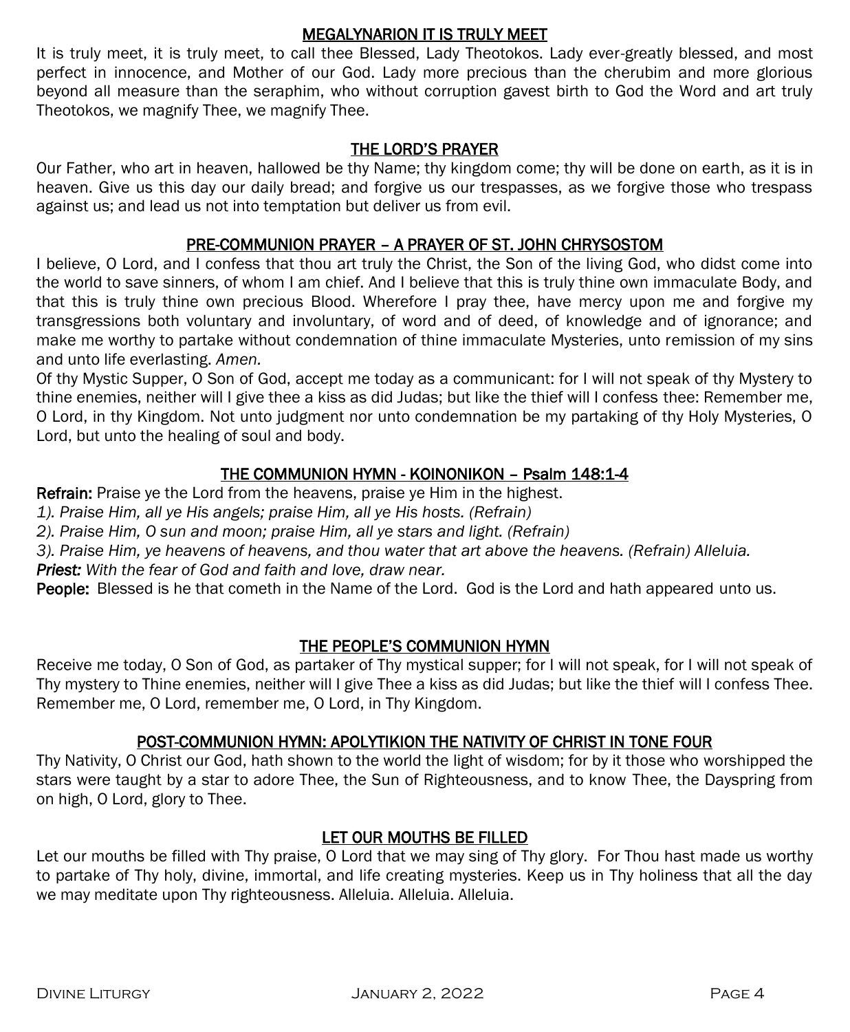## MEGALYNARION IT IS TRULY MEET

It is truly meet, it is truly meet, to call thee Blessed, Lady Theotokos. Lady ever-greatly blessed, and most perfect in innocence, and Mother of our God. Lady more precious than the cherubim and more glorious beyond all measure than the seraphim, who without corruption gavest birth to God the Word and art truly Theotokos, we magnify Thee, we magnify Thee.

## THE LORD'S PRAYER

Our Father, who art in heaven, hallowed be thy Name; thy kingdom come; thy will be done on earth, as it is in heaven. Give us this day our daily bread; and forgive us our trespasses, as we forgive those who trespass against us; and lead us not into temptation but deliver us from evil.

## PRE-COMMUNION PRAYER – A PRAYER OF ST. JOHN CHRYSOSTOM

I believe, O Lord, and I confess that thou art truly the Christ, the Son of the living God, who didst come into the world to save sinners, of whom I am chief. And I believe that this is truly thine own immaculate Body, and that this is truly thine own precious Blood. Wherefore I pray thee, have mercy upon me and forgive my transgressions both voluntary and involuntary, of word and of deed, of knowledge and of ignorance; and make me worthy to partake without condemnation of thine immaculate Mysteries, unto remission of my sins and unto life everlasting. *Amen.*

Of thy Mystic Supper, O Son of God, accept me today as a communicant: for I will not speak of thy Mystery to thine enemies, neither will I give thee a kiss as did Judas; but like the thief will I confess thee: Remember me, O Lord, in thy Kingdom. Not unto judgment nor unto condemnation be my partaking of thy Holy Mysteries, O Lord, but unto the healing of soul and body.

## THE COMMUNION HYMN - KOINONIKON – Psalm 148:1-4

**Refrain:** Praise ye the Lord from the heavens, praise ye Him in the highest.

*1). Praise Him, all ye His angels; praise Him, all ye His hosts. (Refrain)*

*2). Praise Him, O sun and moon; praise Him, all ye stars and light. (Refrain)*

*3). Praise Him, ye heavens of heavens, and thou water that art above the heavens. (Refrain) Alleluia.*

***Priest:*** *With the fear of God and faith and love, draw near.*

**People:** Blessed is he that cometh in the Name of the Lord. God is the Lord and hath appeared unto us.

## THE PEOPLE'S COMMUNION HYMN

Receive me today, O Son of God, as partaker of Thy mystical supper; for I will not speak, for I will not speak of Thy mystery to Thine enemies, neither will I give Thee a kiss as did Judas; but like the thief will I confess Thee. Remember me, O Lord, remember me, O Lord, in Thy Kingdom.

## POST-COMMUNION HYMN: APOLYTIKION THE NATIVITY OF CHRIST IN TONE FOUR

Thy Nativity, O Christ our God, hath shown to the world the light of wisdom; for by it those who worshipped the stars were taught by a star to adore Thee, the Sun of Righteousness, and to know Thee, the Dayspring from on high, O Lord, glory to Thee.

## LET OUR MOUTHS BE FILLED

Let our mouths be filled with Thy praise, O Lord that we may sing of Thy glory. For Thou hast made us worthy to partake of Thy holy, divine, immortal, and life creating mysteries. Keep us in Thy holiness that all the day we may meditate upon Thy righteousness. Alleluia. Alleluia. Alleluia.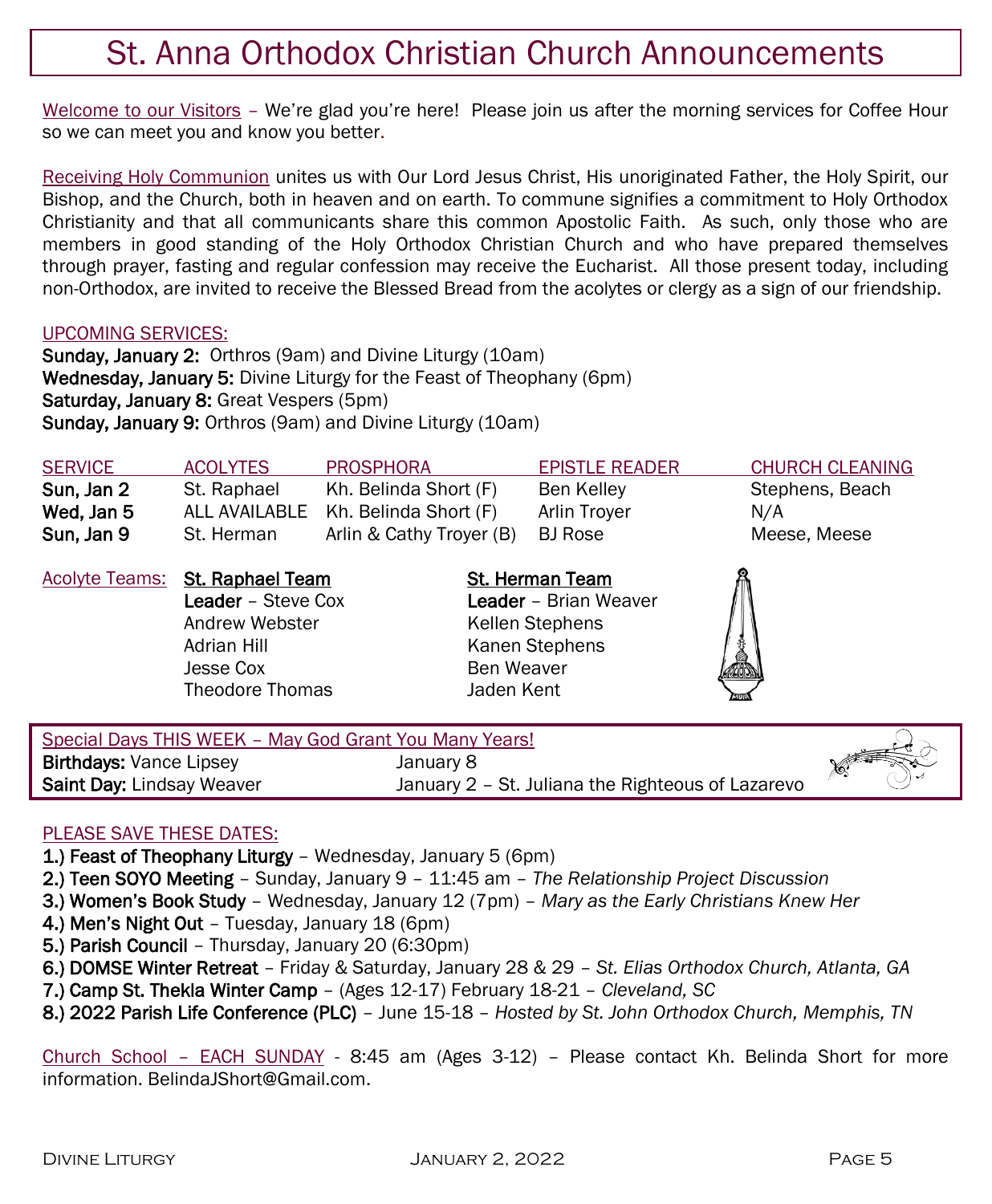# St. Anna Orthodox Christian Church Announcements

Welcome to our Visitors – We're glad you're here! Please join us after the morning services for Coffee Hour so we can meet you and know you better.

Receiving Holy Communion unites us with Our Lord Jesus Christ, His unoriginated Father, the Holy Spirit, our Bishop, and the Church, both in heaven and on earth. To commune signifies a commitment to Holy Orthodox Christianity and that all communicants share this common Apostolic Faith. As such, only those who are members in good standing of the Holy Orthodox Christian Church and who have prepared themselves through prayer, fasting and regular confession may receive the Eucharist. All those present today, including non-Orthodox, are invited to receive the Blessed Bread from the acolytes or clergy as a sign of our friendship.

UPCOMING SERVICES:

**Sunday, January 2:** Orthros (9am) and Divine Liturgy (10am)
**Wednesday, January 5:** Divine Liturgy for the Feast of Theophany (6pm)
**Saturday, January 8:** Great Vespers (5pm)
**Sunday, January 9:** Orthros (9am) and Divine Liturgy (10am)

| SERVICE | ACOLYTES | PROSPHORA | EPISTLE READER | CHURCH CLEANING |
|---|---|---|---|---|
| **Sun, Jan 2** | St. Raphael | Kh. Belinda Short (F) | Ben Kelley | Stephens, Beach |
| **Wed, Jan 5** | ALL AVAILABLE | Kh. Belinda Short (F) | Arlin Troyer | N/A |
| **Sun, Jan 9** | St. Herman | Arlin & Cathy Troyer (B) | BJ Rose | Meese, Meese |

Acolyte Teams:

**St. Raphael Team**
**Leader** – Steve Cox
Andrew Webster
Adrian Hill
Jesse Cox
Theodore Thomas

**St. Herman Team**
**Leader** – Brian Weaver
Kellen Stephens
Kanen Stephens
Ben Weaver
Jaden Kent

Special Days THIS WEEK – May God Grant You Many Years!

**Birthdays:** Vance Lipsey — January 8
**Saint Day:** Lindsay Weaver — January 2 – St. Juliana the Righteous of Lazarevo

PLEASE SAVE THESE DATES:

1.) **Feast of Theophany Liturgy** – Wednesday, January 5 (6pm)
2.) **Teen SOYO Meeting** – Sunday, January 9 – 11:45 am – *The Relationship Project Discussion*
3.) **Women's Book Study** – Wednesday, January 12 (7pm) – *Mary as the Early Christians Knew Her*
4.) **Men's Night Out** – Tuesday, January 18 (6pm)
5.) **Parish Council** – Thursday, January 20 (6:30pm)
6.) **DOMSE Winter Retreat** – Friday & Saturday, January 28 & 29 – *St. Elias Orthodox Church, Atlanta, GA*
7.) **Camp St. Thekla Winter Camp** – (Ages 12-17) February 18-21 – *Cleveland, SC*
8.) **2022 Parish Life Conference (PLC)** – June 15-18 – *Hosted by St. John Orthodox Church, Memphis, TN*

Church School – EACH SUNDAY - 8:45 am (Ages 3-12) – Please contact Kh. Belinda Short for more information. BelindaJShort@Gmail.com.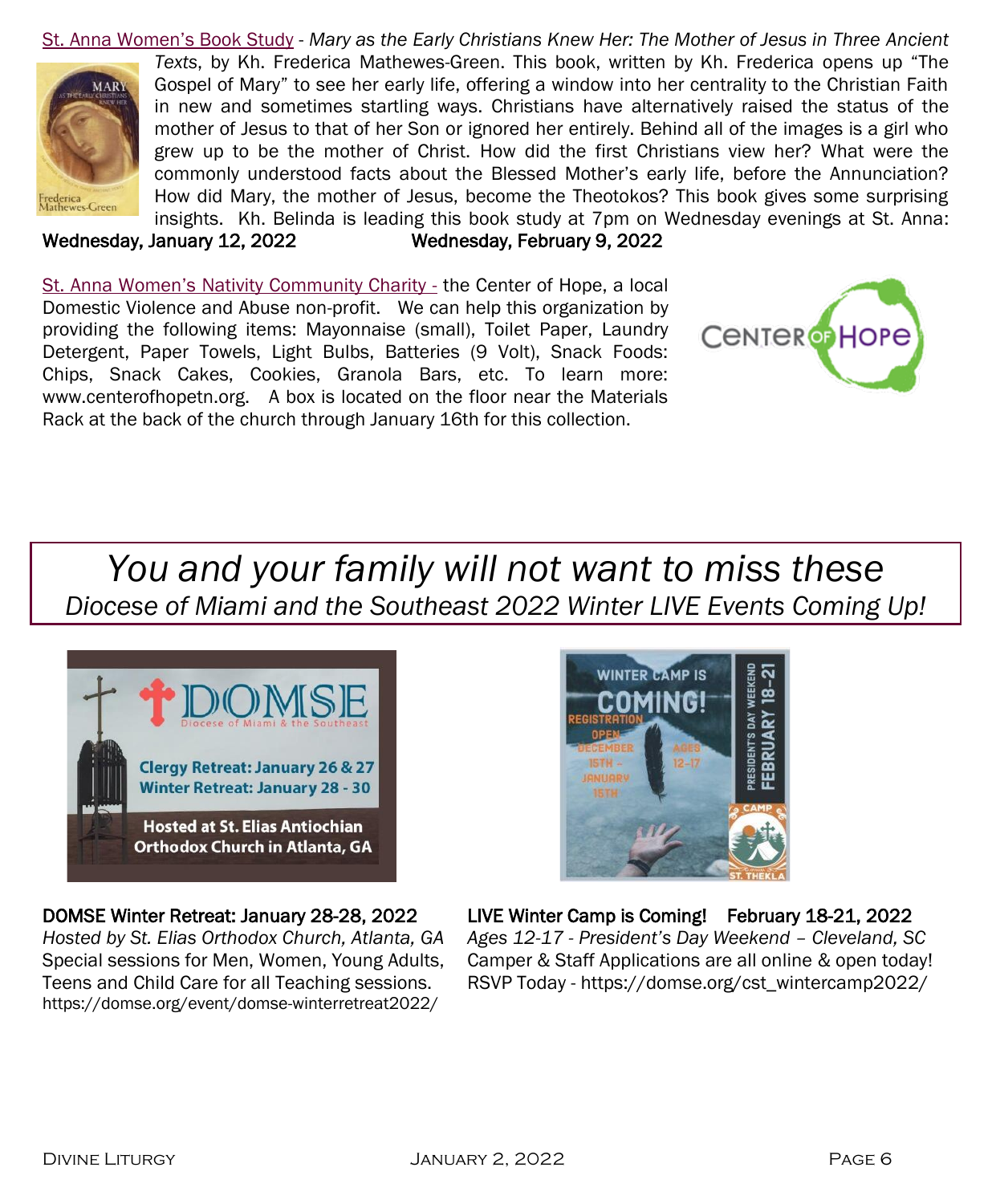St. Anna Women's Book Study - *Mary as the Early Christians Knew Her: The Mother of Jesus in Three Ancient Texts*, by Kh. Frederica Mathewes-Green. This book, written by Kh. Frederica opens up "The Gospel of Mary" to see her early life, offering a window into her centrality to the Christian Faith in new and sometimes startling ways. Christians have alternatively raised the status of the mother of Jesus to that of her Son or ignored her entirely. Behind all of the images is a girl who grew up to be the mother of Christ. How did the first Christians view her? What were the commonly understood facts about the Blessed Mother's early life, before the Annunciation? How did Mary, the mother of Jesus, become the Theotokos? This book gives some surprising insights. Kh. Belinda is leading this book study at 7pm on Wednesday evenings at St. Anna:

**Wednesday, January 12, 2022** **Wednesday, February 9, 2022**

St. Anna Women's Nativity Community Charity - the Center of Hope, a local Domestic Violence and Abuse non-profit. We can help this organization by providing the following items: Mayonnaise (small), Toilet Paper, Laundry Detergent, Paper Towels, Light Bulbs, Batteries (9 Volt), Snack Foods: Chips, Snack Cakes, Cookies, Granola Bars, etc. To learn more: www.centerofhopetn.org. A box is located on the floor near the Materials Rack at the back of the church through January 16th for this collection.

# *You and your family will not want to miss these*

## *Diocese of Miami and the Southeast 2022 Winter LIVE Events Coming Up!*

**DOMSE Winter Retreat: January 28-28, 2022**
*Hosted by St. Elias Orthodox Church, Atlanta, GA*
Special sessions for Men, Women, Young Adults, Teens and Child Care for all Teaching sessions.
https://domse.org/event/domse-winterretreat2022/

**LIVE Winter Camp is Coming! February 18-21, 2022**
*Ages 12-17 - President's Day Weekend – Cleveland, SC*
Camper & Staff Applications are all online & open today!
RSVP Today - https://domse.org/cst_wintercamp2022/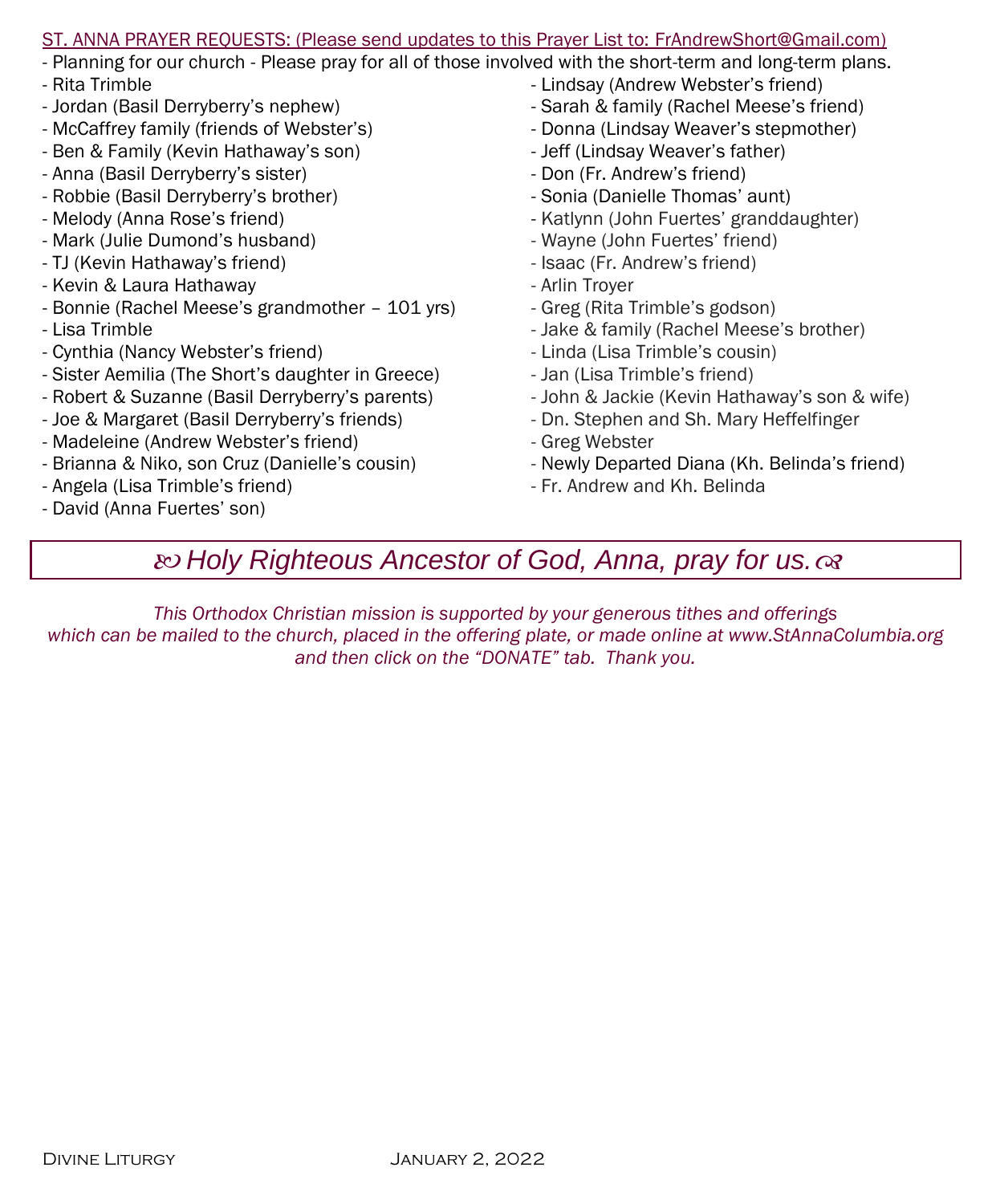ST. ANNA PRAYER REQUESTS: (Please send updates to this Prayer List to: FrAndrewShort@Gmail.com)

- Planning for our church - Please pray for all of those involved with the short-term and long-term plans.
- Rita Trimble
- Jordan (Basil Derryberry's nephew)
- McCaffrey family (friends of Webster's)
- Ben & Family (Kevin Hathaway's son)
- Anna (Basil Derryberry's sister)
- Robbie (Basil Derryberry's brother)
- Melody (Anna Rose's friend)
- Mark (Julie Dumond's husband)
- TJ (Kevin Hathaway's friend)
- Kevin & Laura Hathaway
- Bonnie (Rachel Meese's grandmother – 101 yrs)
- Lisa Trimble
- Cynthia (Nancy Webster's friend)
- Sister Aemilia (The Short's daughter in Greece)
- Robert & Suzanne (Basil Derryberry's parents)
- Joe & Margaret (Basil Derryberry's friends)
- Madeleine (Andrew Webster's friend)
- Brianna & Niko, son Cruz (Danielle's cousin)
- Angela (Lisa Trimble's friend)
- David (Anna Fuertes' son)
- Lindsay (Andrew Webster's friend)
- Sarah & family (Rachel Meese's friend)
- Donna (Lindsay Weaver's stepmother)
- Jeff (Lindsay Weaver's father)
- Don (Fr. Andrew's friend)
- Sonia (Danielle Thomas' aunt)
- Katlynn (John Fuertes' granddaughter)
- Wayne (John Fuertes' friend)
- Isaac (Fr. Andrew's friend)
- Arlin Troyer
- Greg (Rita Trimble's godson)
- Jake & family (Rachel Meese's brother)
- Linda (Lisa Trimble's cousin)
- Jan (Lisa Trimble's friend)
- John & Jackie (Kevin Hathaway's son & wife)
- Dn. Stephen and Sh. Mary Heffelfinger
- Greg Webster
- Newly Departed Diana (Kh. Belinda's friend)
- Fr. Andrew and Kh. Belinda

*Holy Righteous Ancestor of God, Anna, pray for us.*

*This Orthodox Christian mission is supported by your generous tithes and offerings which can be mailed to the church, placed in the offering plate, or made online at www.StAnnaColumbia.org and then click on the "DONATE" tab. Thank you.*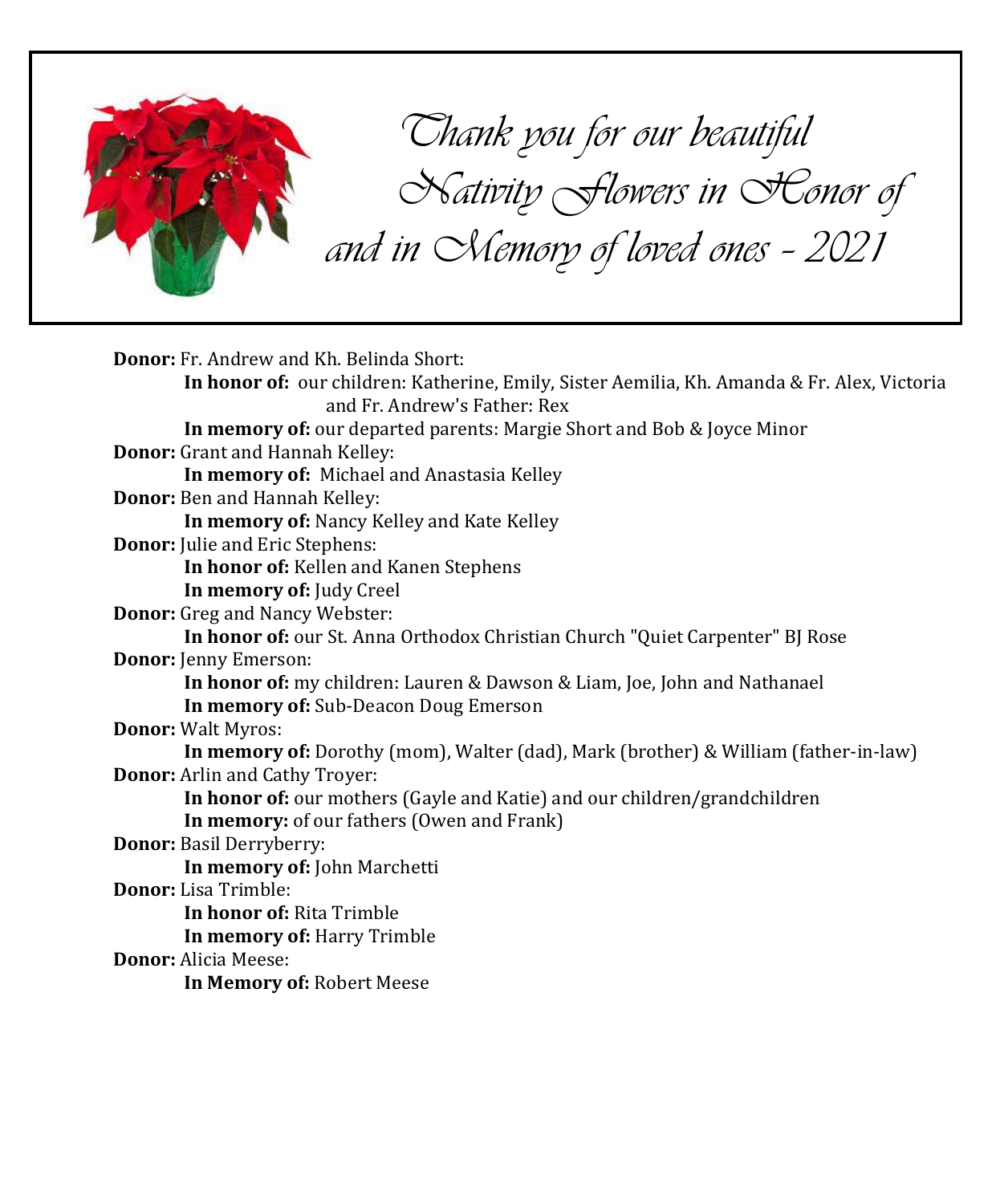# *Thank you for our beautiful Nativity Flowers in Honor of and in Memory of loved ones - 2021*

**Donor:** Fr. Andrew and Kh. Belinda Short:

**In honor of:** our children: Katherine, Emily, Sister Aemilia, Kh. Amanda & Fr. Alex, Victoria and Fr. Andrew's Father: Rex

**In memory of:** our departed parents: Margie Short and Bob & Joyce Minor

**Donor:** Grant and Hannah Kelley:

**In memory of:** Michael and Anastasia Kelley

**Donor:** Ben and Hannah Kelley:

**In memory of:** Nancy Kelley and Kate Kelley

**Donor:** Julie and Eric Stephens:

**In honor of:** Kellen and Kanen Stephens

**In memory of:** Judy Creel

**Donor:** Greg and Nancy Webster:

**In honor of:** our St. Anna Orthodox Christian Church "Quiet Carpenter" BJ Rose

**Donor:** Jenny Emerson:

**In honor of:** my children: Lauren & Dawson & Liam, Joe, John and Nathanael

**In memory of:** Sub-Deacon Doug Emerson

**Donor:** Walt Myros:

**In memory of:** Dorothy (mom), Walter (dad), Mark (brother) & William (father-in-law)

**Donor:** Arlin and Cathy Troyer:

**In honor of:** our mothers (Gayle and Katie) and our children/grandchildren

**In memory:** of our fathers (Owen and Frank)

**Donor:** Basil Derryberry:

**In memory of:** John Marchetti

**Donor:** Lisa Trimble:

**In honor of:** Rita Trimble

**In memory of:** Harry Trimble

**Donor:** Alicia Meese:

**In Memory of:** Robert Meese